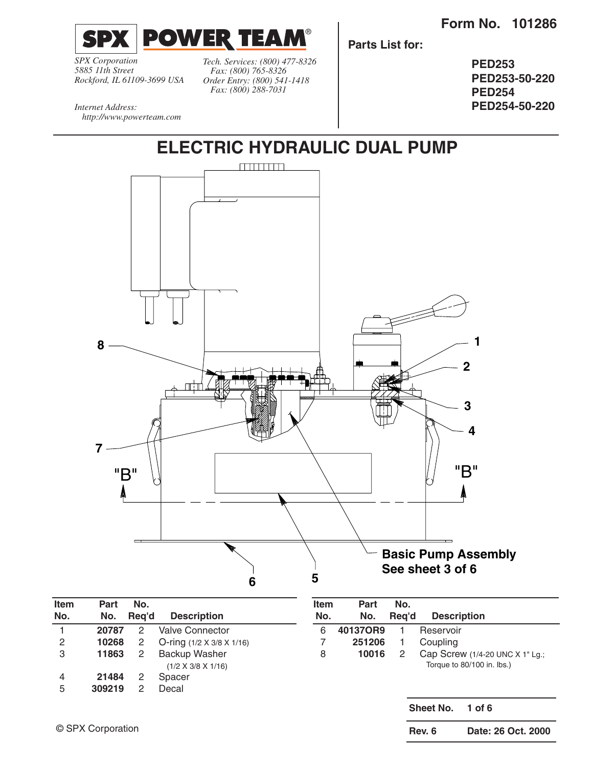**Form No. 101286**

**SPX | POWER TEAM®**

*SPX Corporation*
*5885 11th Street*
*Rockford, IL 61109-3699 USA*

*Tech. Services: (800) 477-8326*
*Fax: (800) 765-8326*
*Order Entry: (800) 541-1418*
*Fax: (800) 288-7031*

*Internet Address:*
*http://www.powerteam.com*

**Parts List for:**

**PED253**
**PED253-50-220**
**PED254**
**PED254-50-220**

# ELECTRIC HYDRAULIC DUAL PUMP

**Basic Pump Assembly See sheet 3 of 6**

| Item No. | Part No. | No. Req'd | Description |
|---|---|---|---|
| 1 | **20787** | 2 | Valve Connector |
| 2 | **10268** | 2 | O-ring (1/2 X 3/8 X 1/16) |
| 3 | **11863** | 2 | Backup Washer (1/2 X 3/8 X 1/16) |
| 4 | **21484** | 2 | Spacer |
| 5 | **309219** | 2 | Decal |
| 6 | **40137OR9** | 1 | Reservoir |
| 7 | **251206** | 1 | Coupling |
| 8 | **10016** | 2 | Cap Screw (1/4-20 UNC X 1" Lg.; Torque to 80/100 in. lbs.) |

© SPX Corporation

**Rev. 6** **Date: 26 Oct. 2000**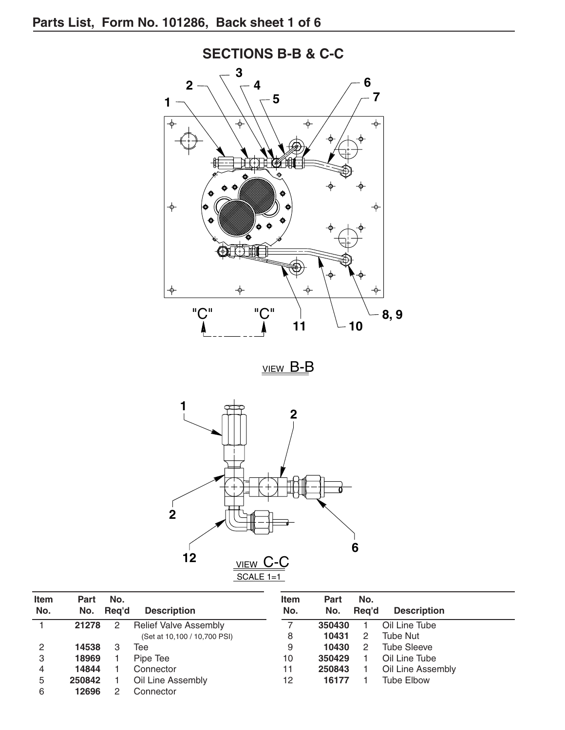## Parts List, Form No. 101286, Back sheet 1 of 6

### SECTIONS B-B & C-C

VIEW B-B

VIEW C-C
SCALE 1=1

| Item No. | Part No. | No. Req'd | Description |
|---|---|---|---|
| 1 | **21278** | 2 | Relief Valve Assembly (Set at 10,100 / 10,700 PSI) |
| 2 | **14538** | 3 | Tee |
| 3 | **18969** | 1 | Pipe Tee |
| 4 | **14844** | 1 | Connector |
| 5 | **250842** | 1 | Oil Line Assembly |
| 6 | **12696** | 2 | Connector |
| 7 | **350430** | 1 | Oil Line Tube |
| 8 | **10431** | 2 | Tube Nut |
| 9 | **10430** | 2 | Tube Sleeve |
| 10 | **350429** | 1 | Oil Line Tube |
| 11 | **250843** | 1 | Oil Line Assembly |
| 12 | **16177** | 1 | Tube Elbow |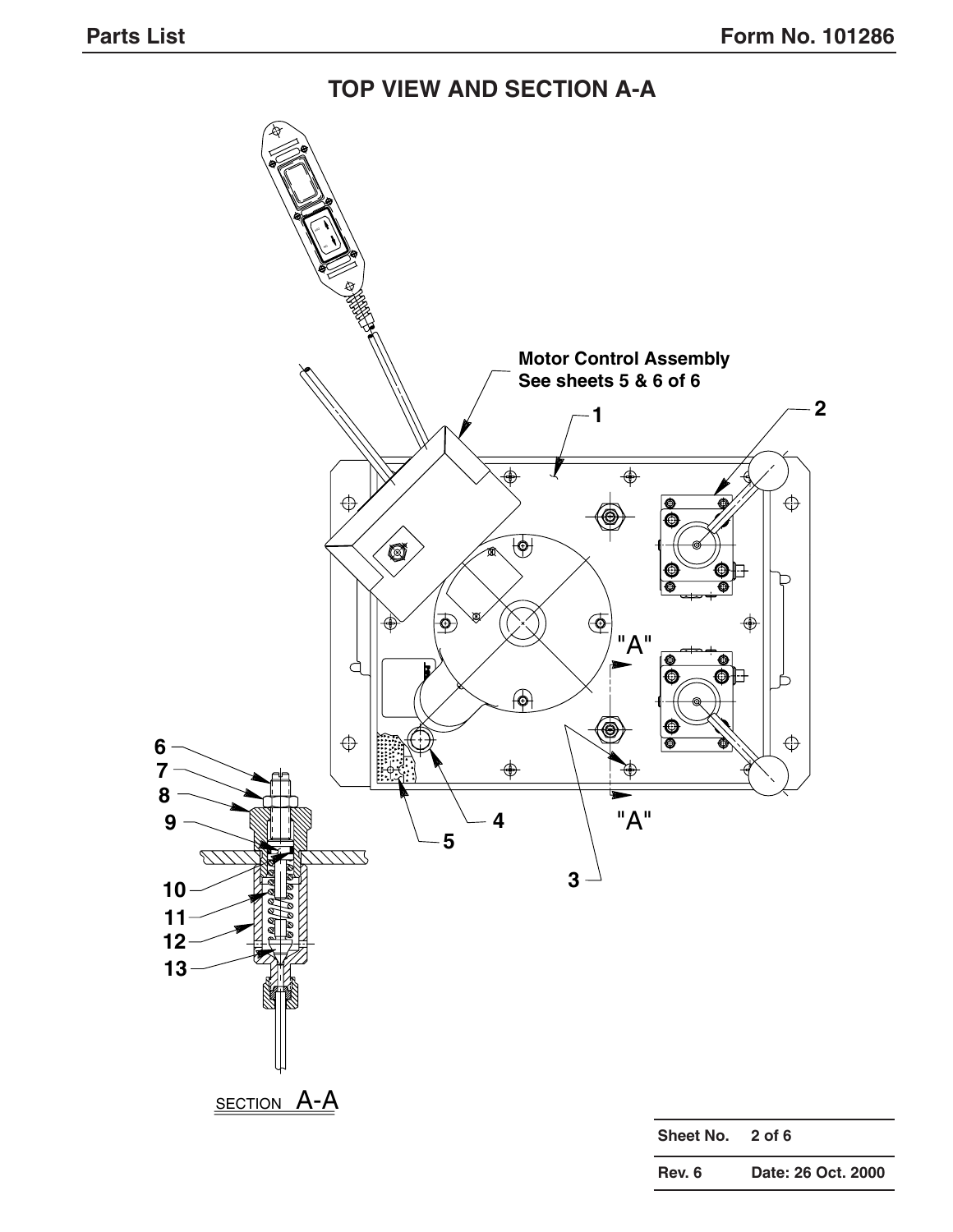# TOP VIEW AND SECTION A-A

Motor Control Assembly
See sheets 5 & 6 of 6

1

2

"A"

"A"

3

4

5

6

7

8

9

10

11

12

13

SECTION A-A

| Sheet No. | 2 of 6 |
|---|---|
| Rev. 6 | Date: 26 Oct. 2000 |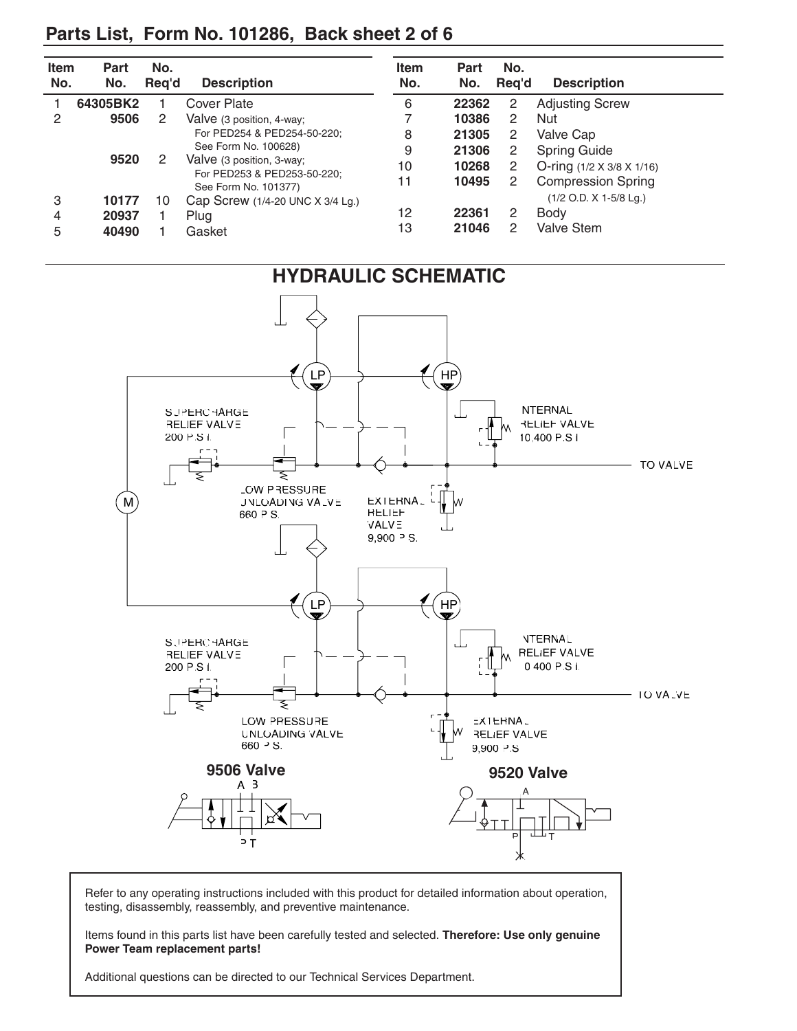## Parts List, Form No. 101286, Back sheet 2 of 6

| Item No. | Part No. | No. Req'd | Description |
|---|---|---|---|
| 1 | **64305BK2** | 1 | Cover Plate |
| 2 | **9506** | 2 | Valve (3 position, 4-way; For PED254 & PED254-50-220; See Form No. 100628) |
| | **9520** | 2 | Valve (3 position, 3-way; For PED253 & PED253-50-220; See Form No. 101377) |
| 3 | **10177** | 10 | Cap Screw (1/4-20 UNC X 3/4 Lg.) |
| 4 | **20937** | 1 | Plug |
| 5 | **40490** | 1 | Gasket |
| 6 | **22362** | 2 | Adjusting Screw |
| 7 | **10386** | 2 | Nut |
| 8 | **21305** | 2 | Valve Cap |
| 9 | **21306** | 2 | Spring Guide |
| 10 | **10268** | 2 | O-ring (1/2 X 3/8 X 1/16) |
| 11 | **10495** | 2 | Compression Spring (1/2 O.D. X 1-5/8 Lg.) |
| 12 | **22361** | 2 | Body |
| 13 | **21046** | 2 | Valve Stem |

## HYDRAULIC SCHEMATIC

LP, HP, M

SUPERCHARGE RELIEF VALVE 200 P.S.I.

LOW PRESSURE UNLOADING VALVE 660 P.S.I.

EXTERNAL RELIEF VALVE 9,900 P.S.I.

INTERNAL RELIEF VALVE 10,400 P.S.I.

TO VALVE

**9506 Valve** (A, B, P, T)

**9520 Valve** (A, P, T)

Refer to any operating instructions included with this product for detailed information about operation, testing, disassembly, reassembly, and preventive maintenance.

Items found in this parts list have been carefully tested and selected. **Therefore: Use only genuine Power Team replacement parts!**

Additional questions can be directed to our Technical Services Department.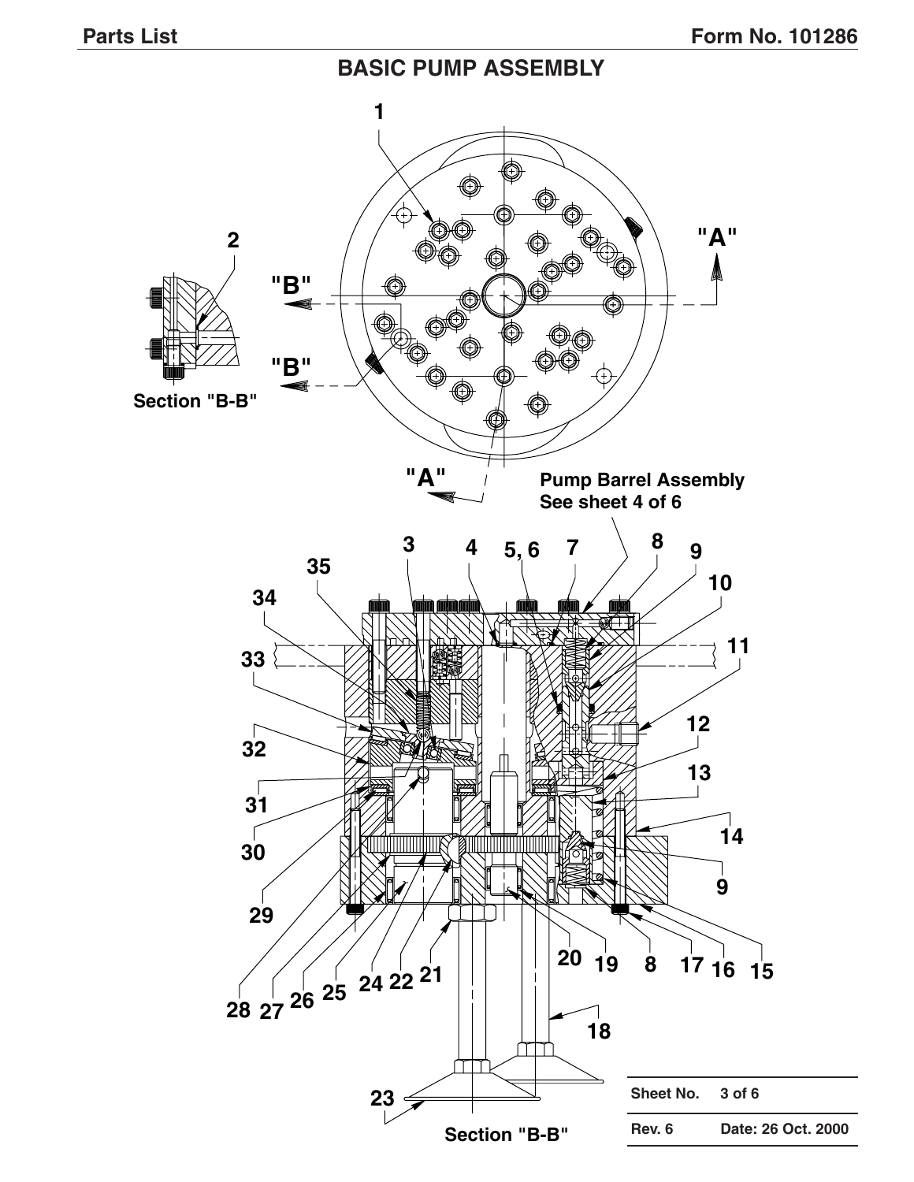## BASIC PUMP ASSEMBLY

Section "B-B"

Pump Barrel Assembly
See sheet 4 of 6

Section "B-B"

| Sheet No. | 3 of 6 |
|---|---|
| Rev. 6 | Date: 26 Oct. 2000 |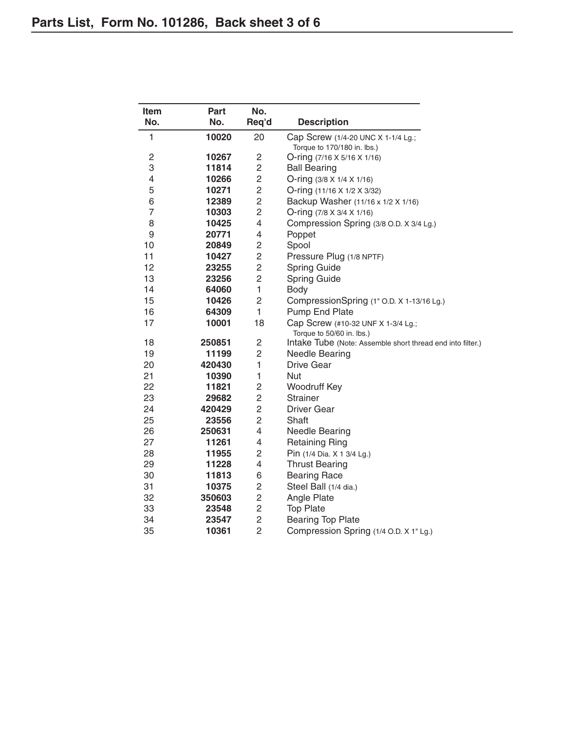## Parts List, Form No. 101286, Back sheet 3 of 6

| Item No. | Part No. | No. Req'd | Description |
|---|---|---|---|
| 1 | **10020** | 20 | Cap Screw (1/4-20 UNC X 1-1/4 Lg.; Torque to 170/180 in. lbs.) |
| 2 | **10267** | 2 | O-ring (7/16 X 5/16 X 1/16) |
| 3 | **11814** | 2 | Ball Bearing |
| 4 | **10266** | 2 | O-ring (3/8 X 1/4 X 1/16) |
| 5 | **10271** | 2 | O-ring (11/16 X 1/2 X 3/32) |
| 6 | **12389** | 2 | Backup Washer (11/16 x 1/2 X 1/16) |
| 7 | **10303** | 2 | O-ring (7/8 X 3/4 X 1/16) |
| 8 | **10425** | 4 | Compression Spring (3/8 O.D. X 3/4 Lg.) |
| 9 | **20771** | 4 | Poppet |
| 10 | **20849** | 2 | Spool |
| 11 | **10427** | 2 | Pressure Plug (1/8 NPTF) |
| 12 | **23255** | 2 | Spring Guide |
| 13 | **23256** | 2 | Spring Guide |
| 14 | **64060** | 1 | Body |
| 15 | **10426** | 2 | CompressionSpring (1" O.D. X 1-13/16 Lg.) |
| 16 | **64309** | 1 | Pump End Plate |
| 17 | **10001** | 18 | Cap Screw (#10-32 UNF X 1-3/4 Lg.; Torque to 50/60 in. lbs.) |
| 18 | **250851** | 2 | Intake Tube (Note: Assemble short thread end into filter.) |
| 19 | **11199** | 2 | Needle Bearing |
| 20 | **420430** | 1 | Drive Gear |
| 21 | **10390** | 1 | Nut |
| 22 | **11821** | 2 | Woodruff Key |
| 23 | **29682** | 2 | Strainer |
| 24 | **420429** | 2 | Driver Gear |
| 25 | **23556** | 2 | Shaft |
| 26 | **250631** | 4 | Needle Bearing |
| 27 | **11261** | 4 | Retaining Ring |
| 28 | **11955** | 2 | Pin (1/4 Dia. X 1 3/4 Lg.) |
| 29 | **11228** | 4 | Thrust Bearing |
| 30 | **11813** | 6 | Bearing Race |
| 31 | **10375** | 2 | Steel Ball (1/4 dia.) |
| 32 | **350603** | 2 | Angle Plate |
| 33 | **23548** | 2 | Top Plate |
| 34 | **23547** | 2 | Bearing Top Plate |
| 35 | **10361** | 2 | Compression Spring (1/4 O.D. X 1" Lg.) |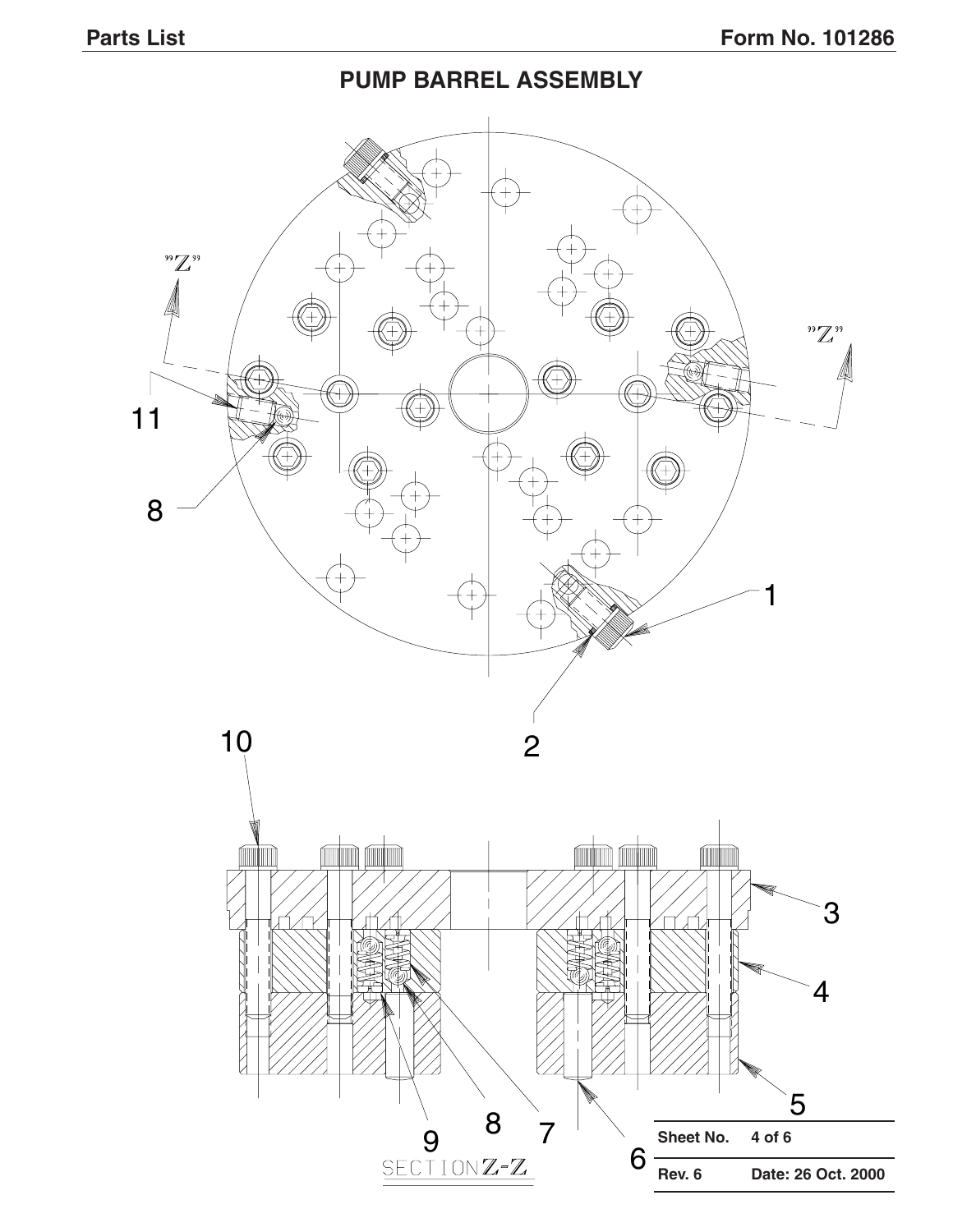# PUMP BARREL ASSEMBLY

"Z" "Z"

11

8

1

2

10

3

4

5

9 8 7

SECTION Z-Z

6

| Sheet No. | 4 of 6 |
|---|---|
| Rev. 6 | Date: 26 Oct. 2000 |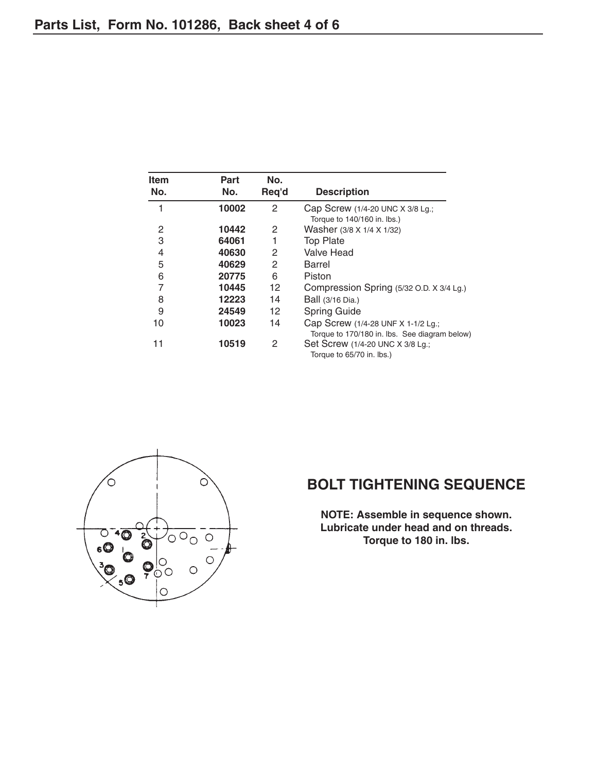# Parts List, Form No. 101286, Back sheet 4 of 6

| Item No. | Part No. | No. Req'd | Description |
|---|---|---|---|
| 1 | **10002** | 2 | Cap Screw (1/4-20 UNC X 3/8 Lg.; Torque to 140/160 in. lbs.) |
| 2 | **10442** | 2 | Washer (3/8 X 1/4 X 1/32) |
| 3 | **64061** | 1 | Top Plate |
| 4 | **40630** | 2 | Valve Head |
| 5 | **40629** | 2 | Barrel |
| 6 | **20775** | 6 | Piston |
| 7 | **10445** | 12 | Compression Spring (5/32 O.D. X 3/4 Lg.) |
| 8 | **12223** | 14 | Ball (3/16 Dia.) |
| 9 | **24549** | 12 | Spring Guide |
| 10 | **10023** | 14 | Cap Screw (1/4-28 UNF X 1-1/2 Lg.; Torque to 170/180 in. lbs. See diagram below) |
| 11 | **10519** | 2 | Set Screw (1/4-20 UNC X 3/8 Lg.; Torque to 65/70 in. lbs.) |

## BOLT TIGHTENING SEQUENCE

**NOTE: Assemble in sequence shown.**
**Lubricate under head and on threads.**
**Torque to 180 in. lbs.**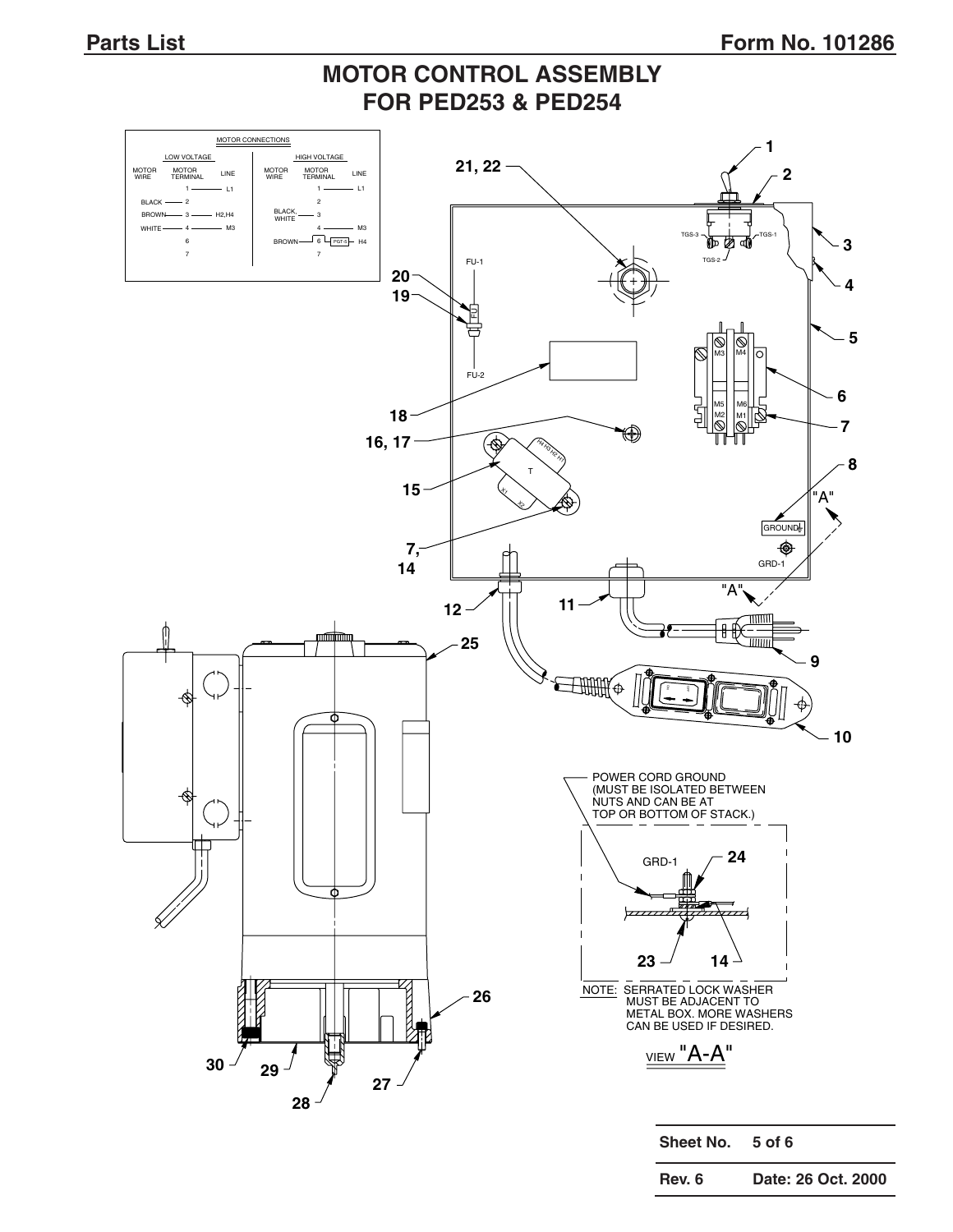# MOTOR CONTROL ASSEMBLY FOR PED253 & PED254

MOTOR CONNECTIONS

| LOW VOLTAGE | | | HIGH VOLTAGE | | |
|---|---|---|---|---|---|
| MOTOR WIRE | MOTOR TERMINAL | LINE | MOTOR WIRE | MOTOR TERMINAL | LINE |
| | 1 | L1 | | 1 | L1 |
| BLACK | 2 | | | 2 | |
| BROWN | 3 | H2,H4 | BLACK, WHITE | 3 | |
| WHITE | 4 | M3 | | 4 | M3 |
| | 6 | | BROWN | 6 | H4 |
| | 7 | | | 7 | |

POWER CORD GROUND (MUST BE ISOLATED BETWEEN NUTS AND CAN BE AT TOP OR BOTTOM OF STACK.)

NOTE: SERRATED LOCK WASHER MUST BE ADJACENT TO METAL BOX. MORE WASHERS CAN BE USED IF DESIRED.

VIEW "A-A"

| Sheet No. | 5 of 6 |
|---|---|
| Rev. 6 | Date: 26 Oct. 2000 |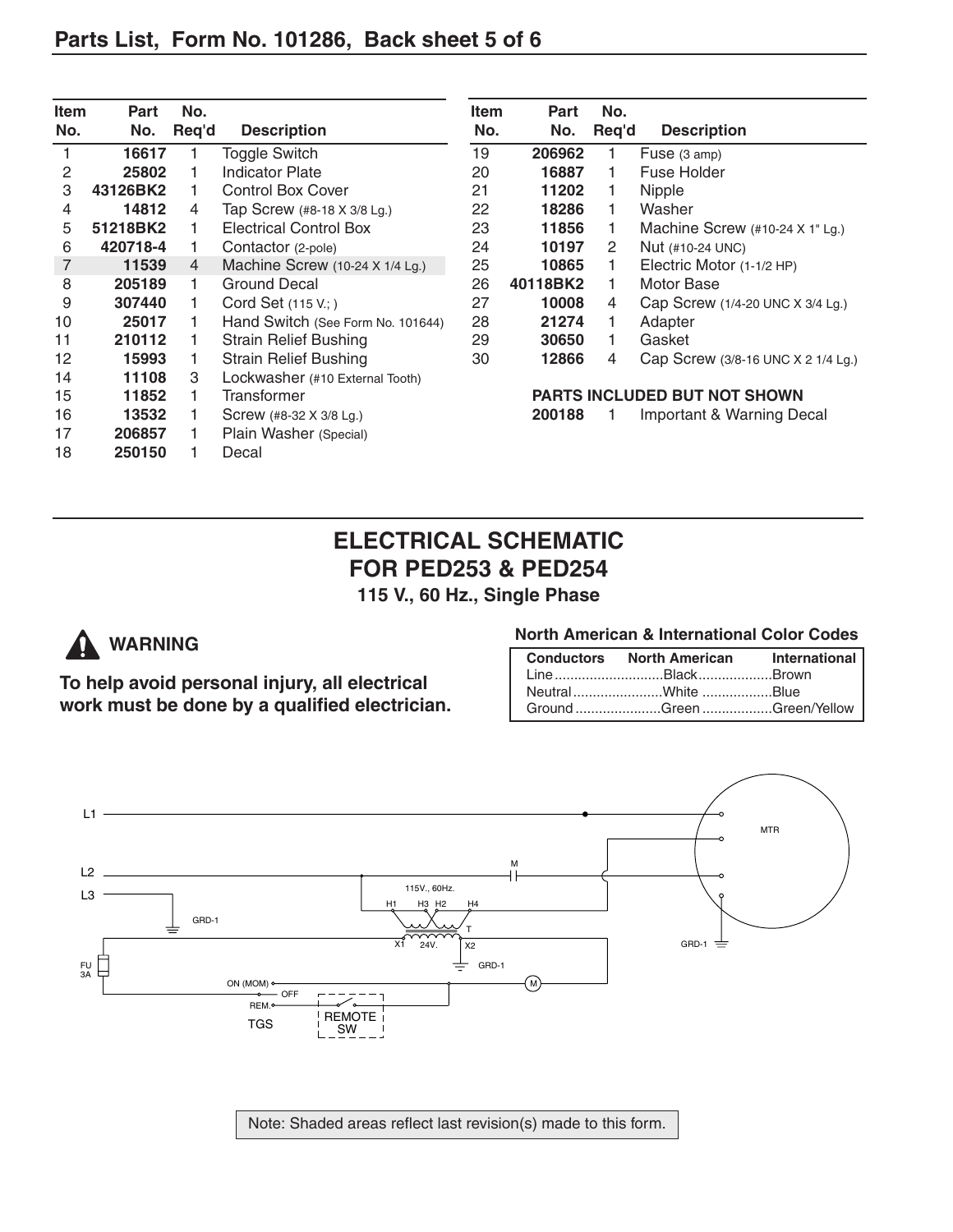## Parts List, Form No. 101286, Back sheet 5 of 6

| Item No. | Part No. | No. Req'd | Description |
|---|---|---|---|
| 1 | **16617** | 1 | Toggle Switch |
| 2 | **25802** | 1 | Indicator Plate |
| 3 | **43126BK2** | 1 | Control Box Cover |
| 4 | **14812** | 4 | Tap Screw (#8-18 X 3/8 Lg.) |
| 5 | **51218BK2** | 1 | Electrical Control Box |
| 6 | **420718-4** | 1 | Contactor (2-pole) |
| 7 | **11539** | 4 | Machine Screw (10-24 X 1/4 Lg.) |
| 8 | **205189** | 1 | Ground Decal |
| 9 | **307440** | 1 | Cord Set (115 V.; ) |
| 10 | **25017** | 1 | Hand Switch (See Form No. 101644) |
| 11 | **210112** | 1 | Strain Relief Bushing |
| 12 | **15993** | 1 | Strain Relief Bushing |
| 14 | **11108** | 3 | Lockwasher (#10 External Tooth) |
| 15 | **11852** | 1 | Transformer |
| 16 | **13532** | 1 | Screw (#8-32 X 3/8 Lg.) |
| 17 | **206857** | 1 | Plain Washer (Special) |
| 18 | **250150** | 1 | Decal |
| 19 | **206962** | 1 | Fuse (3 amp) |
| 20 | **16887** | 1 | Fuse Holder |
| 21 | **11202** | 1 | Nipple |
| 22 | **18286** | 1 | Washer |
| 23 | **11856** | 1 | Machine Screw (#10-24 X 1" Lg.) |
| 24 | **10197** | 2 | Nut (#10-24 UNC) |
| 25 | **10865** | 1 | Electric Motor (1-1/2 HP) |
| 26 | **40118BK2** | 1 | Motor Base |
| 27 | **10008** | 4 | Cap Screw (1/4-20 UNC X 3/4 Lg.) |
| 28 | **21274** | 1 | Adapter |
| 29 | **30650** | 1 | Gasket |
| 30 | **12866** | 4 | Cap Screw (3/8-16 UNC X 2 1/4 Lg.) |

**PARTS INCLUDED BUT NOT SHOWN**

| Part No. | No. Req'd | Description |
|---|---|---|
| **200188** | 1 | Important & Warning Decal |

## ELECTRICAL SCHEMATIC FOR PED253 & PED254

**115 V., 60 Hz., Single Phase**

**WARNING**

**To help avoid personal injury, all electrical work must be done by a qualified electrician.**

**North American & International Color Codes**

| Conductors | North American | International |
|---|---|---|
| Line | Black | Brown |
| Neutral | White | Blue |
| Ground | Green | Green/Yellow |

L1, L2, L3, GRD-1, M, 115V., 60Hz., H1, H3, H2, H4, T, X1, 24V., X2, GRD-1, MTR, GRD-1, FU 3A, ON (MOM), OFF, REM., TGS, REMOTE SW, M

Note: Shaded areas reflect last revision(s) made to this form.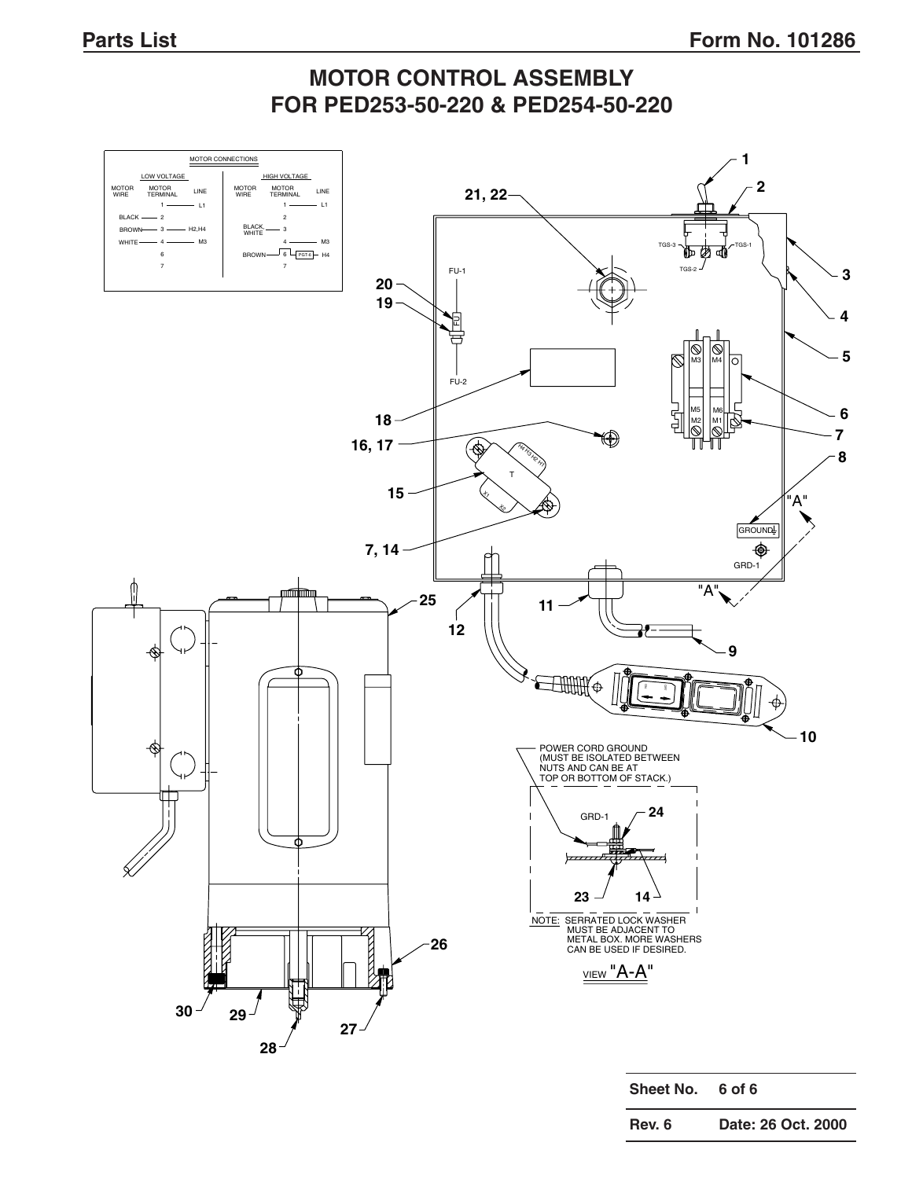# MOTOR CONTROL ASSEMBLY
# FOR PED253-50-220 & PED254-50-220

MOTOR CONNECTIONS

| LOW VOLTAGE | | | HIGH VOLTAGE | | |
|---|---|---|---|---|---|
| MOTOR WIRE | MOTOR TERMINAL | LINE | MOTOR WIRE | MOTOR TERMINAL | LINE |
| | 1 | L1 | | 1 | L1 |
| BLACK | 2 | | | 2 | |
| BROWN | 3 | H2,H4 | BLACK, WHITE | 3 | |
| WHITE | 4 | M3 | | 4 | M3 |
| | 6 | | BROWN | 6 — PGT-6 | H4 |
| | 7 | | | 7 | |

POWER CORD GROUND (MUST BE ISOLATED BETWEEN NUTS AND CAN BE AT TOP OR BOTTOM OF STACK.)

NOTE: SERRATED LOCK WASHER MUST BE ADJACENT TO METAL BOX. MORE WASHERS CAN BE USED IF DESIRED.

VIEW "A-A"

| Sheet No. | 6 of 6 |
|---|---|
| Rev. 6 | Date: 26 Oct. 2000 |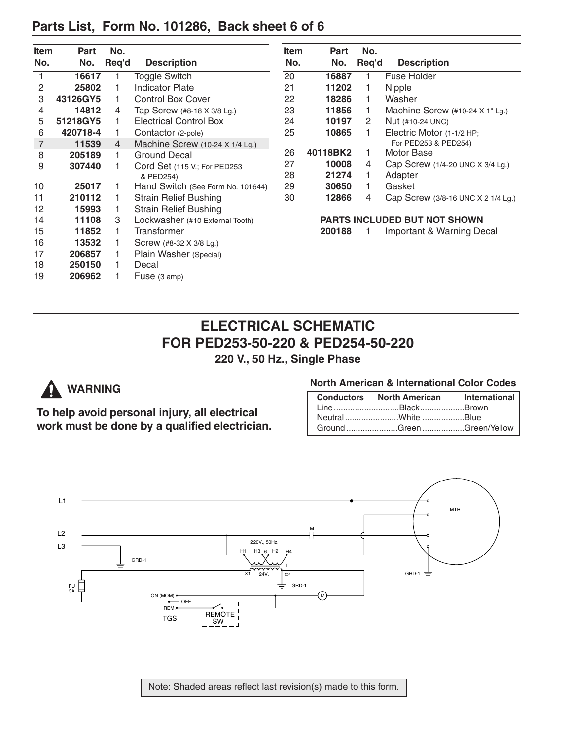## Parts List, Form No. 101286, Back sheet 6 of 6

| Item No. | Part No. | No. Req'd | Description |
|---|---|---|---|
| 1 | 16617 | 1 | Toggle Switch |
| 2 | 25802 | 1 | Indicator Plate |
| 3 | 43126GY5 | 1 | Control Box Cover |
| 4 | 14812 | 4 | Tap Screw (#8-18 X 3/8 Lg.) |
| 5 | 51218GY5 | 1 | Electrical Control Box |
| 6 | 420718-4 | 1 | Contactor (2-pole) |
| 7 | 11539 | 4 | Machine Screw (10-24 X 1/4 Lg.) |
| 8 | 205189 | 1 | Ground Decal |
| 9 | 307440 | 1 | Cord Set (115 V.; For PED253 & PED254) |
| 10 | 25017 | 1 | Hand Switch (See Form No. 101644) |
| 11 | 210112 | 1 | Strain Relief Bushing |
| 12 | 15993 | 1 | Strain Relief Bushing |
| 14 | 11108 | 3 | Lockwasher (#10 External Tooth) |
| 15 | 11852 | 1 | Transformer |
| 16 | 13532 | 1 | Screw (#8-32 X 3/8 Lg.) |
| 17 | 206857 | 1 | Plain Washer (Special) |
| 18 | 250150 | 1 | Decal |
| 19 | 206962 | 1 | Fuse (3 amp) |
| 20 | 16887 | 1 | Fuse Holder |
| 21 | 11202 | 1 | Nipple |
| 22 | 18286 | 1 | Washer |
| 23 | 11856 | 1 | Machine Screw (#10-24 X 1" Lg.) |
| 24 | 10197 | 2 | Nut (#10-24 UNC) |
| 25 | 10865 | 1 | Electric Motor (1-1/2 HP; For PED253 & PED254) |
| 26 | 40118BK2 | 1 | Motor Base |
| 27 | 10008 | 4 | Cap Screw (1/4-20 UNC X 3/4 Lg.) |
| 28 | 21274 | 1 | Adapter |
| 29 | 30650 | 1 | Gasket |
| 30 | 12866 | 4 | Cap Screw (3/8-16 UNC X 2 1/4 Lg.) |

**PARTS INCLUDED BUT NOT SHOWN**

| Part No. | No. Req'd | Description |
|---|---|---|
| 200188 | 1 | Important & Warning Decal |

## ELECTRICAL SCHEMATIC FOR PED253-50-220 & PED254-50-220

**220 V., 50 Hz., Single Phase**

**⚠ WARNING**

**To help avoid personal injury, all electrical work must be done by a qualified electrician.**

**North American & International Color Codes**

| Conductors | North American | International |
|---|---|---|
| Line | Black | Brown |
| Neutral | White | Blue |
| Ground | Green | Green/Yellow |

L1
L2
L3
GRD-1
FU 3A
M
220V., 50Hz.
H1 H3 6 H2 H4
T
X1 24V. X2
GRD-1
ON (MOM)
OFF
REM.
TGS
REMOTE SW
M
MTR
GRD-1

Note: Shaded areas reflect last revision(s) made to this form.